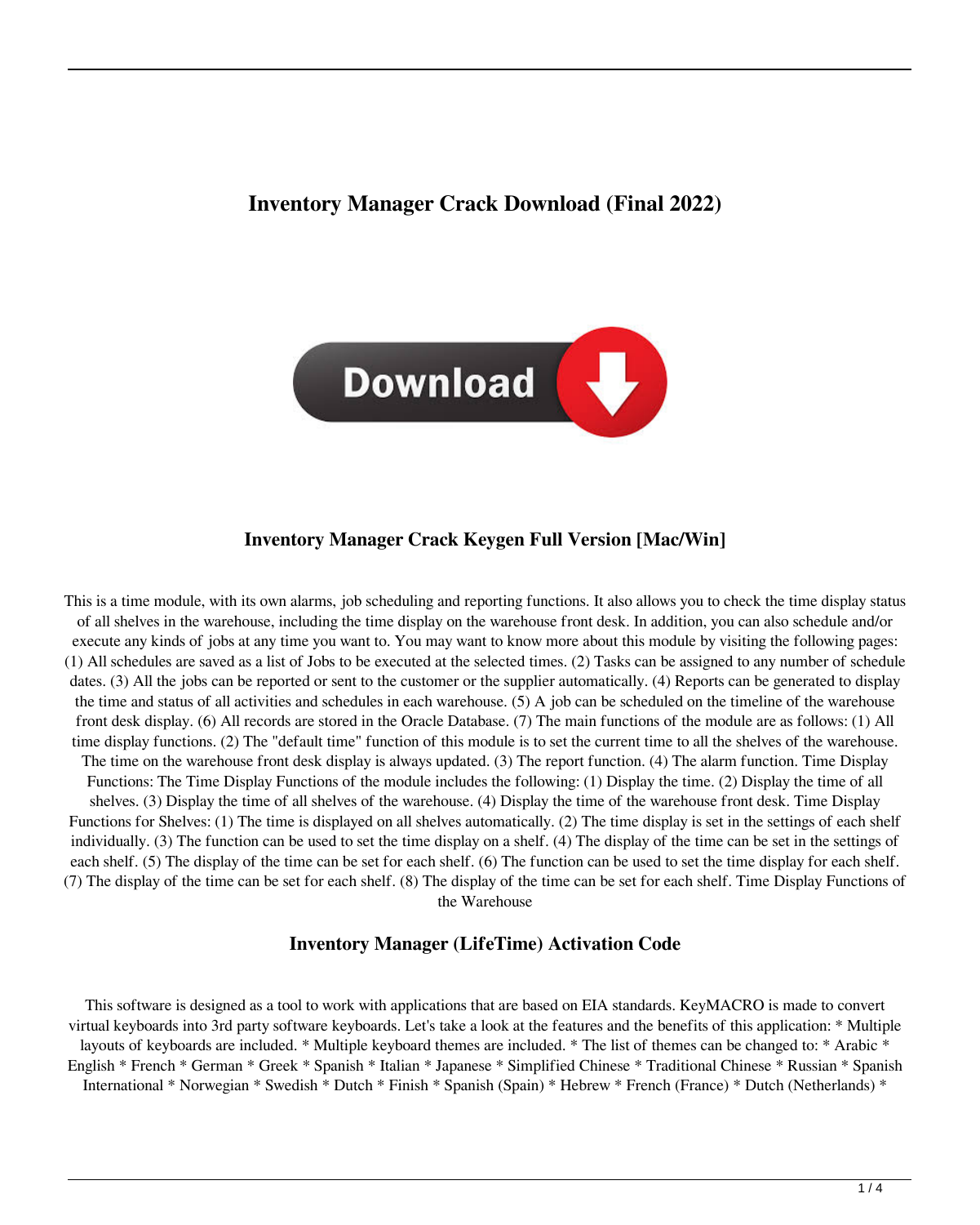# Inventory Manager Crack Download (Final 2022)

Download

## Inventory Manager Crack Keygen Full Version [Mac/Win]

This is a time module, with its own alarms, job scheduling and reporting functions. It also allows you to check the time display status of all shelves in the warehouse, including the time display on the warehouse front desk. In addition, you can also schedule and/or execute any kinds of jobs at any time you want to. You may want to know more about this module by visiting the following pages: (1) All schedules are saved as a list of Jobs to be executed at the selected times. (2) Tasks can be assigned to any number of schedule dates. (3) All the jobs can be reported or sent to the customer or the supplier automatically. (4) Reports can be generated to display the time and status of all activities and schedules in each warehouse. (5) A job can be scheduled on the timeline of the warehouse front desk display. (6) All records are stored in the Oracle Database. (7) The main functions of the module are as follows: (1) All time display functions. (2) The "default time" function of this module is to set the current time to all the shelves of the warehouse. The time on the warehouse front desk display is always updated. (3) The report function. (4) The alarm function. Time Display Functions: The Time Display Functions of the module includes the following: (1) Display the time. (2) Display the time of all shelves. (3) Display the time of all shelves of the warehouse. (4) Display the time of the warehouse front desk. Time Display Functions for Shelves: (1) The time is displayed on all shelves automatically. (2) The time display is set in the settings of each shelf individually. (3) The function can be used to set the time display on a shelf. (4) The display of the time can be set in the settings of each shelf. (5) The display of the time can be set for each shelf. (6) The function can be used to set the time display for each shelf. (7) The display of the time can be set for each shelf. (8) The display of the time can be set for each shelf. Time Display Functions of the Warehouse

## Inventory Manager (LifeTime) Activation Code

This software is designed as a tool to work with applications that are based on EIA standards. KeyMACRO is made to convert virtual keyboards into 3rd party software keyboards. Let's take a look at the features and the benefits of this application: * Multiple layouts of keyboards are included. * Multiple keyboard themes are included. * The list of themes can be changed to: * Arabic * English * French * German * Greek * Spanish * Italian * Japanese * Simplified Chinese * Traditional Chinese * Russian * Spanish International * Norwegian * Swedish * Dutch * Finish * Spanish (Spain) * Hebrew * French (France) * Dutch (Netherlands) *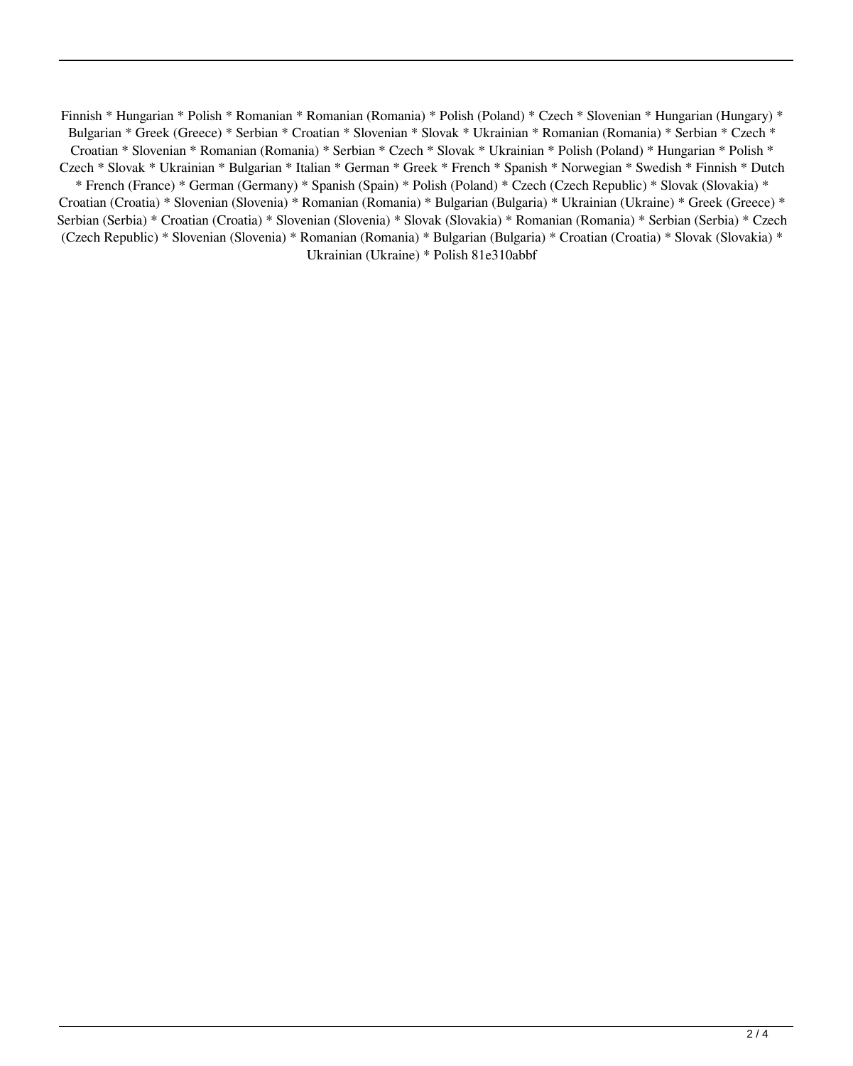Finnish * Hungarian * Polish * Romanian * Romanian (Romania) * Polish (Poland) * Czech * Slovenian * Hungarian (Hungary) * Bulgarian * Greek (Greece) * Serbian * Croatian * Slovenian * Slovak * Ukrainian * Romanian (Romania) * Serbian * Czech * Croatian * Slovenian * Romanian (Romania) * Serbian * Czech * Slovak * Ukrainian * Polish (Poland) * Hungarian * Polish * Czech * Slovak * Ukrainian * Bulgarian * Italian * German * Greek * French * Spanish * Norwegian * Swedish * Finnish * Dutch * French (France) * German (Germany) * Spanish (Spain) * Polish (Poland) * Czech (Czech Republic) * Slovak (Slovakia) * Croatian (Croatia) * Slovenian (Slovenia) * Romanian (Romania) * Bulgarian (Bulgaria) * Ukrainian (Ukraine) * Greek (Greece) * Serbian (Serbia) * Croatian (Croatia) * Slovenian (Slovenia) * Slovak (Slovakia) * Romanian (Romania) * Serbian (Serbia) * Czech (Czech Republic) * Slovenian (Slovenia) * Romanian (Romania) * Bulgarian (Bulgaria) * Croatian (Croatia) * Slovak (Slovakia) * Ukrainian (Ukraine) * Polish 81e310abbf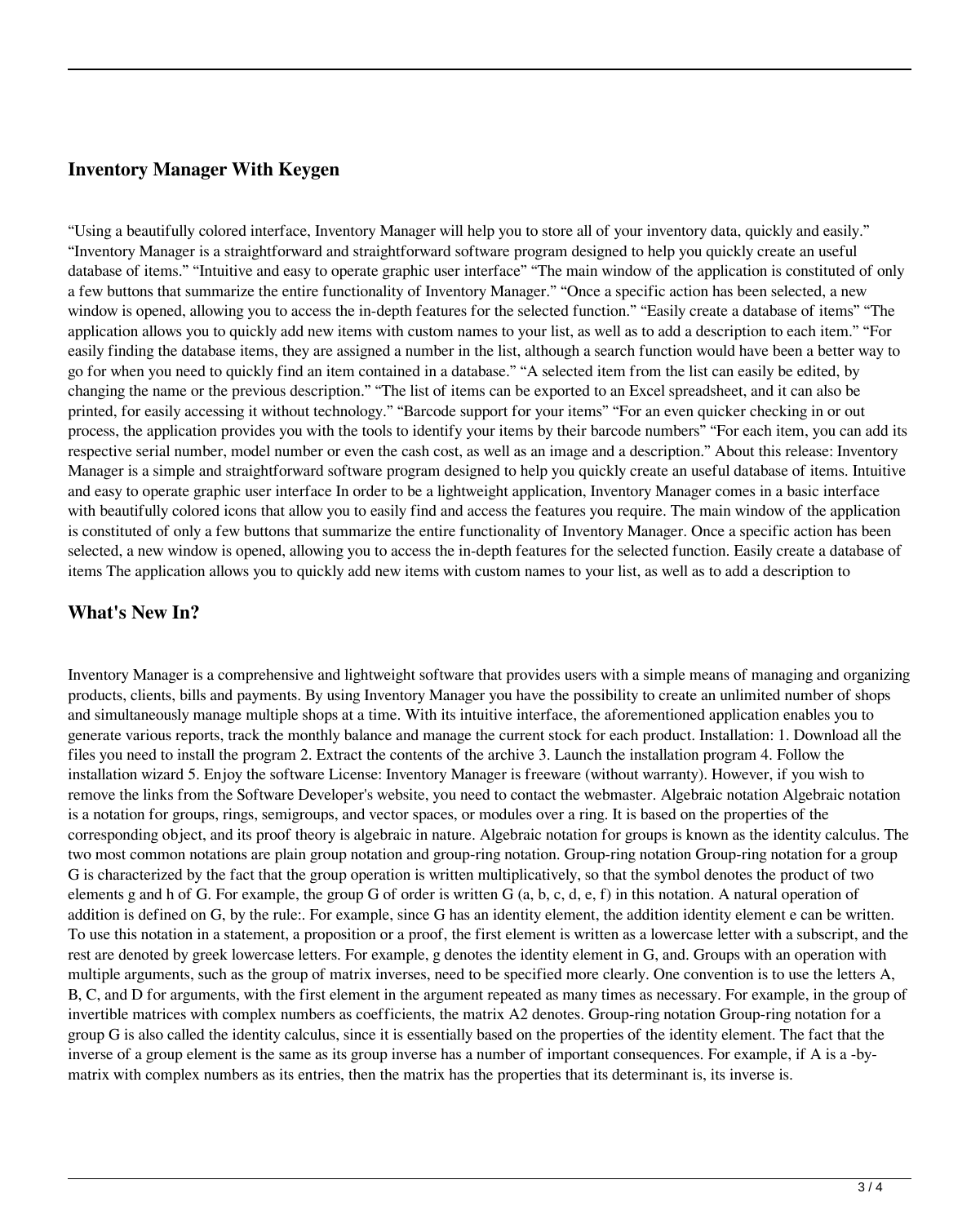## Inventory Manager With Keygen

“Using a beautifully colored interface, Inventory Manager will help you to store all of your inventory data, quickly and easily.” “Inventory Manager is a straightforward and straightforward software program designed to help you quickly create an useful database of items.” “Intuitive and easy to operate graphic user interface” “The main window of the application is constituted of only a few buttons that summarize the entire functionality of Inventory Manager.” “Once a specific action has been selected, a new window is opened, allowing you to access the in-depth features for the selected function.” “Easily create a database of items” “The application allows you to quickly add new items with custom names to your list, as well as to add a description to each item.” “For easily finding the database items, they are assigned a number in the list, although a search function would have been a better way to go for when you need to quickly find an item contained in a database.” “A selected item from the list can easily be edited, by changing the name or the previous description.” “The list of items can be exported to an Excel spreadsheet, and it can also be printed, for easily accessing it without technology.” “Barcode support for your items” “For an even quicker checking in or out process, the application provides you with the tools to identify your items by their barcode numbers” “For each item, you can add its respective serial number, model number or even the cash cost, as well as an image and a description.” About this release: Inventory Manager is a simple and straightforward software program designed to help you quickly create an useful database of items. Intuitive and easy to operate graphic user interface In order to be a lightweight application, Inventory Manager comes in a basic interface with beautifully colored icons that allow you to easily find and access the features you require. The main window of the application is constituted of only a few buttons that summarize the entire functionality of Inventory Manager. Once a specific action has been selected, a new window is opened, allowing you to access the in-depth features for the selected function. Easily create a database of items The application allows you to quickly add new items with custom names to your list, as well as to add a description to

## What's New In?

Inventory Manager is a comprehensive and lightweight software that provides users with a simple means of managing and organizing products, clients, bills and payments. By using Inventory Manager you have the possibility to create an unlimited number of shops and simultaneously manage multiple shops at a time. With its intuitive interface, the aforementioned application enables you to generate various reports, track the monthly balance and manage the current stock for each product. Installation: 1. Download all the files you need to install the program 2. Extract the contents of the archive 3. Launch the installation program 4. Follow the installation wizard 5. Enjoy the software License: Inventory Manager is freeware (without warranty). However, if you wish to remove the links from the Software Developer's website, you need to contact the webmaster. Algebraic notation Algebraic notation is a notation for groups, rings, semigroups, and vector spaces, or modules over a ring. It is based on the properties of the corresponding object, and its proof theory is algebraic in nature. Algebraic notation for groups is known as the identity calculus. The two most common notations are plain group notation and group-ring notation. Group-ring notation Group-ring notation for a group G is characterized by the fact that the group operation is written multiplicatively, so that the symbol denotes the product of two elements g and h of G. For example, the group G of order is written G (a, b, c, d, e, f) in this notation. A natural operation of addition is defined on G, by the rule:. For example, since G has an identity element, the addition identity element e can be written. To use this notation in a statement, a proposition or a proof, the first element is written as a lowercase letter with a subscript, and the rest are denoted by greek lowercase letters. For example, g denotes the identity element in G, and. Groups with an operation with multiple arguments, such as the group of matrix inverses, need to be specified more clearly. One convention is to use the letters A, B, C, and D for arguments, with the first element in the argument repeated as many times as necessary. For example, in the group of invertible matrices with complex numbers as coefficients, the matrix A2 denotes. Group-ring notation Group-ring notation for a group G is also called the identity calculus, since it is essentially based on the properties of the identity element. The fact that the inverse of a group element is the same as its group inverse has a number of important consequences. For example, if A is a -by-matrix with complex numbers as its entries, then the matrix has the properties that its determinant is, its inverse is.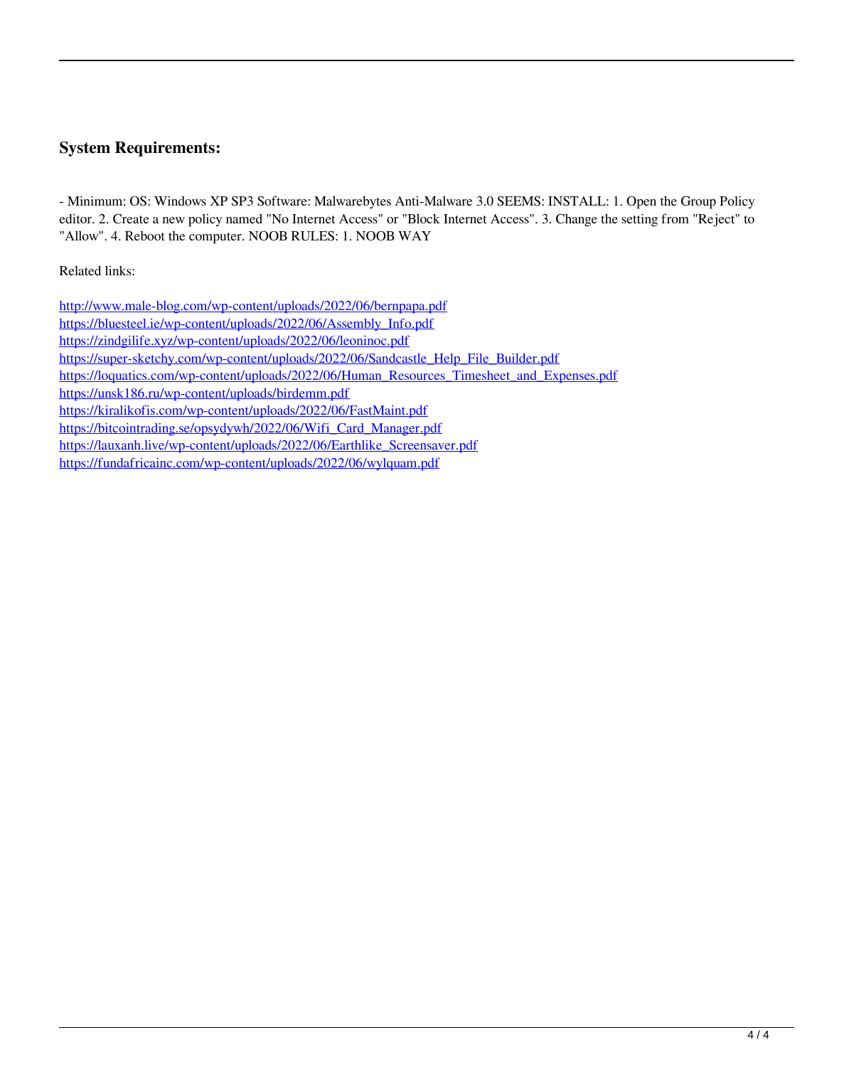### System Requirements:

- Minimum: OS: Windows XP SP3 Software: Malwarebytes Anti-Malware 3.0 SEEMS: INSTALL: 1. Open the Group Policy editor. 2. Create a new policy named "No Internet Access" or "Block Internet Access". 3. Change the setting from "Reject" to "Allow". 4. Reboot the computer. NOOB RULES: 1. NOOB WAY

Related links:

http://www.male-blog.com/wp-content/uploads/2022/06/bernpapa.pdf
https://bluesteel.ie/wp-content/uploads/2022/06/Assembly_Info.pdf
https://zindgilife.xyz/wp-content/uploads/2022/06/leoninoc.pdf
https://super-sketchy.com/wp-content/uploads/2022/06/Sandcastle_Help_File_Builder.pdf
https://loquatics.com/wp-content/uploads/2022/06/Human_Resources_Timesheet_and_Expenses.pdf
https://unsk186.ru/wp-content/uploads/birdemm.pdf
https://kiralikofis.com/wp-content/uploads/2022/06/FastMaint.pdf
https://bitcointrading.se/opsydywh/2022/06/Wifi_Card_Manager.pdf
https://lauxanh.live/wp-content/uploads/2022/06/Earthlike_Screensaver.pdf
https://fundafricainc.com/wp-content/uploads/2022/06/wylquam.pdf